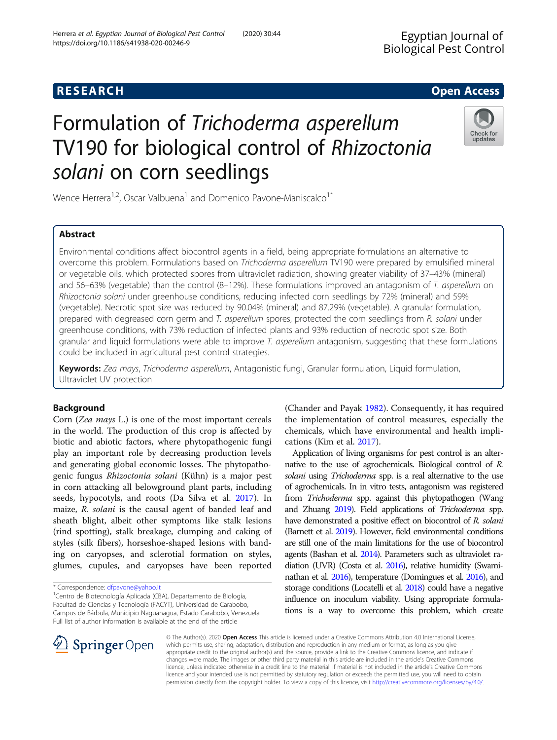RESEARCH

Open Access

# Formulation of *Trichoderma asperellum* TV190 for biological control of *Rhizoctonia solani* on corn seedlings

Wence Herrera[1,2], Oscar Valbuena[1] and Domenico Pavone-Maniscalco[1*]

## Abstract

Environmental conditions affect biocontrol agents in a field, being appropriate formulations an alternative to overcome this problem. Formulations based on *Trichoderma asperellum* TV190 were prepared by emulsified mineral or vegetable oils, which protected spores from ultraviolet radiation, showing greater viability of 37–43% (mineral) and 56–63% (vegetable) than the control (8–12%). These formulations improved an antagonism of *T. asperellum* on *Rhizoctonia solani* under greenhouse conditions, reducing infected corn seedlings by 72% (mineral) and 59% (vegetable). Necrotic spot size was reduced by 90.04% (mineral) and 87.29% (vegetable). A granular formulation, prepared with degreased corn germ and *T. asperellum* spores, protected the corn seedlings from *R. solani* under greenhouse conditions, with 73% reduction of infected plants and 93% reduction of necrotic spot size. Both granular and liquid formulations were able to improve *T. asperellum* antagonism, suggesting that these formulations could be included in agricultural pest control strategies.

**Keywords:** *Zea mays*, *Trichoderma asperellum*, Antagonistic fungi, Granular formulation, Liquid formulation, Ultraviolet UV protection

## Background

Corn (*Zea mays* L.) is one of the most important cereals in the world. The production of this crop is affected by biotic and abiotic factors, where phytopathogenic fungi play an important role by decreasing production levels and generating global economic losses. The phytopathogenic fungus *Rhizoctonia solani* (Kühn) is a major pest in corn attacking all belowground plant parts, including seeds, hypocotyls, and roots (Da Silva et al. 2017). In maize, *R. solani* is the causal agent of banded leaf and sheath blight, albeit other symptoms like stalk lesions (rind spotting), stalk breakage, clumping and caking of styles (silk fibers), horseshoe-shaped lesions with banding on caryopses, and sclerotial formation on styles, glumes, cupules, and caryopses have been reported (Chander and Payak 1982). Consequently, it has required the implementation of control measures, especially the chemicals, which have environmental and health implications (Kim et al. 2017).

Application of living organisms for pest control is an alternative to the use of agrochemicals. Biological control of *R. solani* using *Trichoderma* spp. is a real alternative to the use of agrochemicals. In in vitro tests, antagonism was registered from *Trichoderma* spp. against this phytopathogen (Wang and Zhuang 2019). Field applications of *Trichoderma* spp. have demonstrated a positive effect on biocontrol of *R. solani* (Barnett et al. 2019). However, field environmental conditions are still one of the main limitations for the use of biocontrol agents (Bashan et al. 2014). Parameters such as ultraviolet radiation (UVR) (Costa et al. 2016), relative humidity (Swaminathan et al. 2016), temperature (Domingues et al. 2016), and storage conditions (Locatelli et al. 2018) could have a negative influence on inoculum viability. Using appropriate formulations is a way to overcome this problem, which create

\* Correspondence: dfpavone@yahoo.it

[1]Centro de Biotecnología Aplicada (CBA), Departamento de Biología, Facultad de Ciencias y Tecnología (FACYT), Universidad de Carabobo, Campus de Bárbula, Municipio Naguanagua, Estado Carabobo, Venezuela

Full list of author information is available at the end of the article

© The Author(s). 2020 **Open Access** This article is licensed under a Creative Commons Attribution 4.0 International License, which permits use, sharing, adaptation, distribution and reproduction in any medium or format, as long as you give appropriate credit to the original author(s) and the source, provide a link to the Creative Commons licence, and indicate if changes were made. The images or other third party material in this article are included in the article's Creative Commons licence, unless indicated otherwise in a credit line to the material. If material is not included in the article's Creative Commons licence and your intended use is not permitted by statutory regulation or exceeds the permitted use, you will need to obtain permission directly from the copyright holder. To view a copy of this licence, visit http://creativecommons.org/licenses/by/4.0/.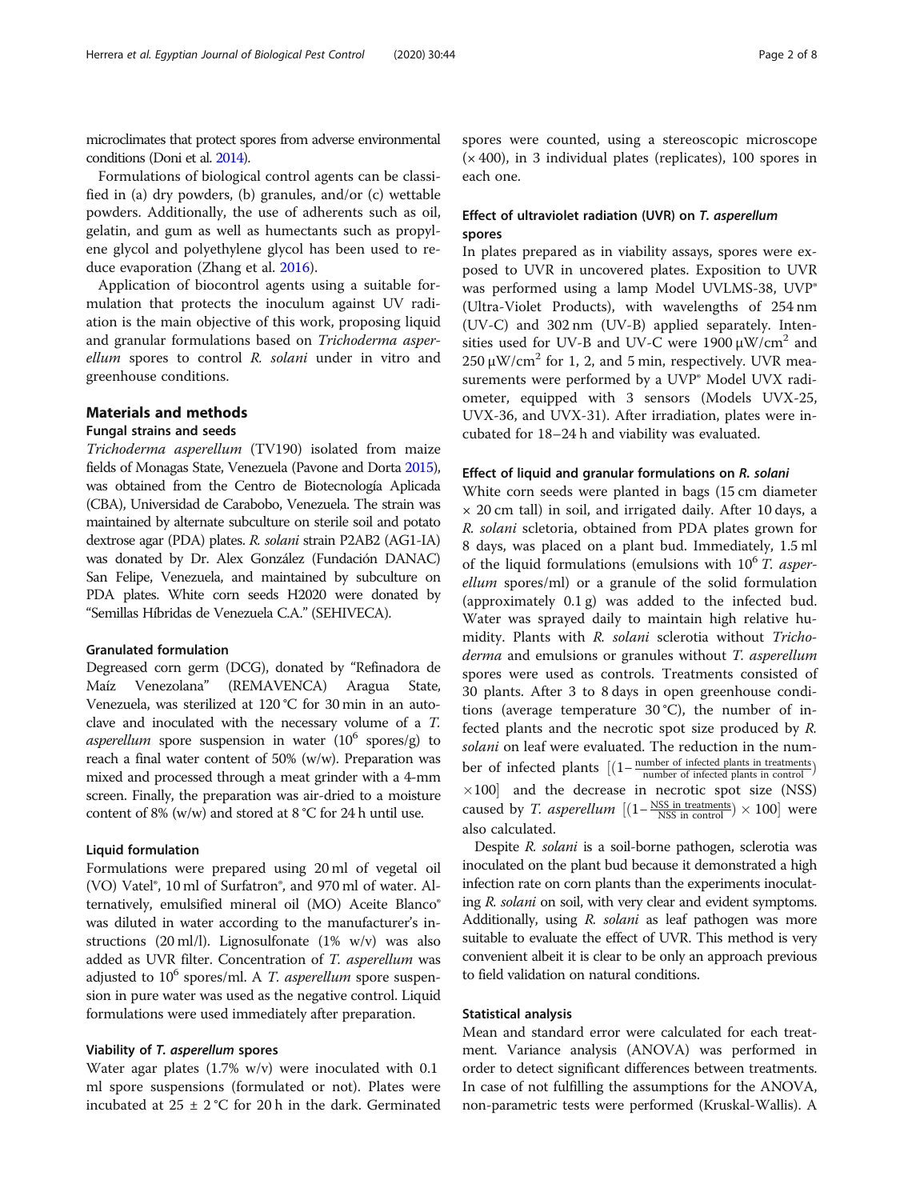microclimates that protect spores from adverse environmental conditions (Doni et al. 2014).

Formulations of biological control agents can be classified in (a) dry powders, (b) granules, and/or (c) wettable powders. Additionally, the use of adherents such as oil, gelatin, and gum as well as humectants such as propylene glycol and polyethylene glycol has been used to reduce evaporation (Zhang et al. 2016).

Application of biocontrol agents using a suitable formulation that protects the inoculum against UV radiation is the main objective of this work, proposing liquid and granular formulations based on *Trichoderma asperellum* spores to control *R. solani* under in vitro and greenhouse conditions.

## Materials and methods

### Fungal strains and seeds

*Trichoderma asperellum* (TV190) isolated from maize fields of Monagas State, Venezuela (Pavone and Dorta 2015), was obtained from the Centro de Biotecnología Aplicada (CBA), Universidad de Carabobo, Venezuela. The strain was maintained by alternate subculture on sterile soil and potato dextrose agar (PDA) plates. *R. solani* strain P2AB2 (AG1-IA) was donated by Dr. Alex González (Fundación DANAC) San Felipe, Venezuela, and maintained by subculture on PDA plates. White corn seeds H2020 were donated by "Semillas Híbridas de Venezuela C.A." (SEHIVECA).

### Granulated formulation

Degreased corn germ (DCG), donated by "Refinadora de Maíz Venezolana" (REMAVENCA) Aragua State, Venezuela, was sterilized at 120 °C for 30 min in an autoclave and inoculated with the necessary volume of a *T. asperellum* spore suspension in water ($10^6$ spores/g) to reach a final water content of 50% (w/w). Preparation was mixed and processed through a meat grinder with a 4-mm screen. Finally, the preparation was air-dried to a moisture content of 8% (w/w) and stored at 8 °C for 24 h until use.

### Liquid formulation

Formulations were prepared using 20 ml of vegetal oil (VO) Vatel®, 10 ml of Surfatron®, and 970 ml of water. Alternatively, emulsified mineral oil (MO) Aceite Blanco® was diluted in water according to the manufacturer's instructions (20 ml/l). Lignosulfonate (1% w/v) was also added as UVR filter. Concentration of *T. asperellum* was adjusted to $10^6$ spores/ml. A *T. asperellum* spore suspension in pure water was used as the negative control. Liquid formulations were used immediately after preparation.

### Viability of *T. asperellum* spores

Water agar plates (1.7% w/v) were inoculated with 0.1 ml spore suspensions (formulated or not). Plates were incubated at 25 ± 2 °C for 20 h in the dark. Germinated spores were counted, using a stereoscopic microscope (× 400), in 3 individual plates (replicates), 100 spores in each one.

### Effect of ultraviolet radiation (UVR) on *T. asperellum* spores

In plates prepared as in viability assays, spores were exposed to UVR in uncovered plates. Exposition to UVR was performed using a lamp Model UVLMS-38, UVP® (Ultra-Violet Products), with wavelengths of 254 nm (UV-C) and 302 nm (UV-B) applied separately. Intensities used for UV-B and UV-C were 1900 μW/cm$^2$ and 250 μW/cm$^2$ for 1, 2, and 5 min, respectively. UVR measurements were performed by a UVP® Model UVX radiometer, equipped with 3 sensors (Models UVX-25, UVX-36, and UVX-31). After irradiation, plates were incubated for 18–24 h and viability was evaluated.

### Effect of liquid and granular formulations on *R. solani*

White corn seeds were planted in bags (15 cm diameter × 20 cm tall) in soil, and irrigated daily. After 10 days, a *R. solani* scletoria, obtained from PDA plates grown for 8 days, was placed on a plant bud. Immediately, 1.5 ml of the liquid formulations (emulsions with $10^6$ *T. asperellum* spores/ml) or a granule of the solid formulation (approximately 0.1 g) was added to the infected bud. Water was sprayed daily to maintain high relative humidity. Plants with *R. solani* sclerotia without *Trichoderma* and emulsions or granules without *T. asperellum* spores were used as controls. Treatments consisted of 30 plants. After 3 to 8 days in open greenhouse conditions (average temperature 30 °C), the number of infected plants and the necrotic spot size produced by *R. solani* on leaf were evaluated. The reduction in the number of infected plants $\left[\left(1-\frac{\text{number of infected plants in treatments}}{\text{number of infected plants in control}}\right)\times 100\right]$ and the decrease in necrotic spot size (NSS) caused by *T. asperellum* $\left[\left(1-\frac{\text{NSS in treatments}}{\text{NSS in control}}\right)\times 100\right]$ were also calculated.

Despite *R. solani* is a soil-borne pathogen, sclerotia was inoculated on the plant bud because it demonstrated a high infection rate on corn plants than the experiments inoculating *R. solani* on soil, with very clear and evident symptoms. Additionally, using *R. solani* as leaf pathogen was more suitable to evaluate the effect of UVR. This method is very convenient albeit it is clear to be only an approach previous to field validation on natural conditions.

### Statistical analysis

Mean and standard error were calculated for each treatment. Variance analysis (ANOVA) was performed in order to detect significant differences between treatments. In case of not fulfilling the assumptions for the ANOVA, non-parametric tests were performed (Kruskal-Wallis). A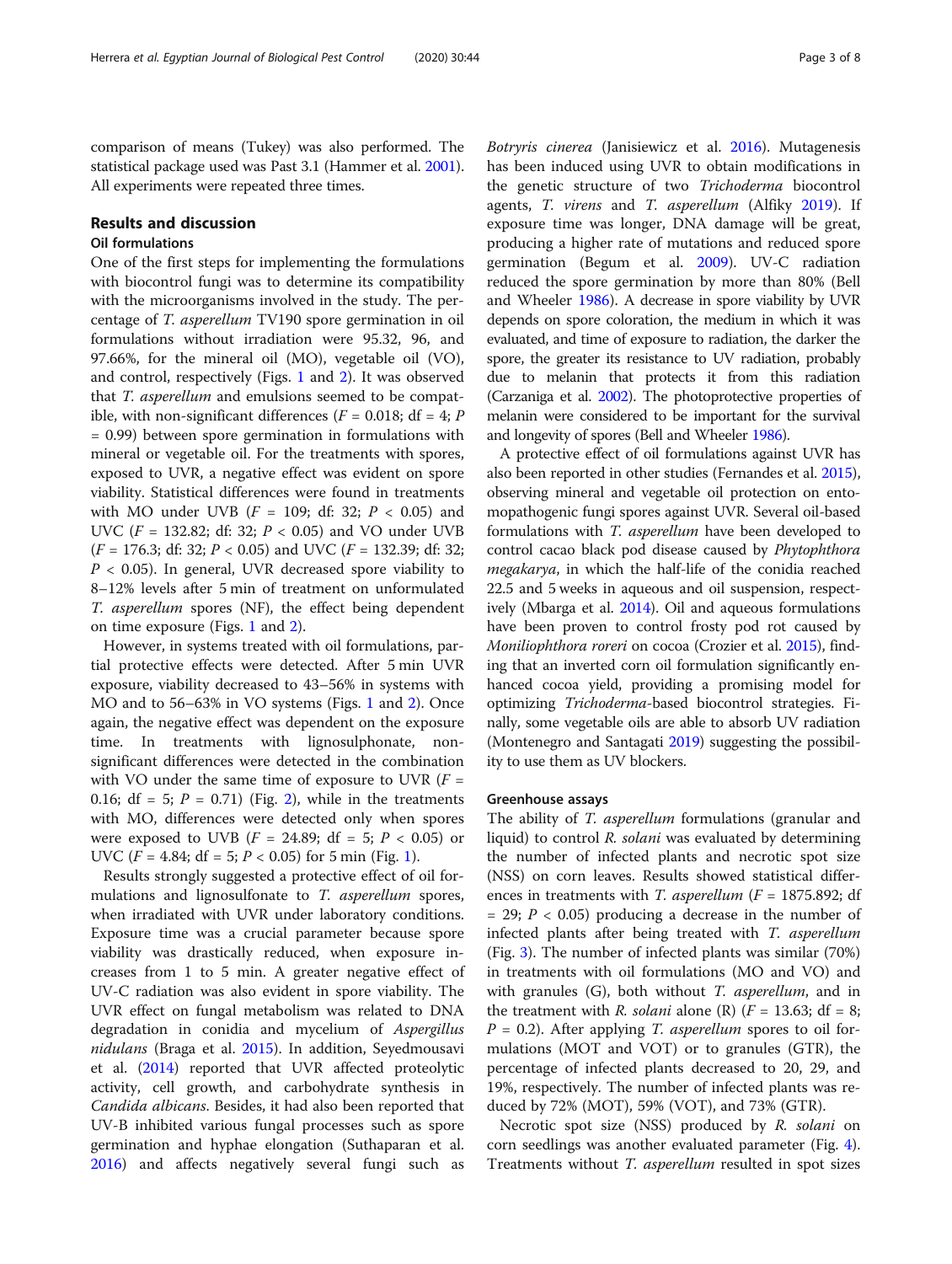comparison of means (Tukey) was also performed. The statistical package used was Past 3.1 (Hammer et al. 2001). All experiments were repeated three times.

## Results and discussion

### Oil formulations

One of the first steps for implementing the formulations with biocontrol fungi was to determine its compatibility with the microorganisms involved in the study. The percentage of *T. asperellum* TV190 spore germination in oil formulations without irradiation were 95.32, 96, and 97.66%, for the mineral oil (MO), vegetable oil (VO), and control, respectively (Figs. 1 and 2). It was observed that *T. asperellum* and emulsions seemed to be compatible, with non-significant differences ($F = 0.018$; df = 4; $P = 0.99$) between spore germination in formulations with mineral or vegetable oil. For the treatments with spores, exposed to UVR, a negative effect was evident on spore viability. Statistical differences were found in treatments with MO under UVB ($F = 109$; df: 32; $P < 0.05$) and UVC ($F = 132.82$; df: 32; $P < 0.05$) and VO under UVB ($F = 176.3$; df: 32; $P < 0.05$) and UVC ($F = 132.39$; df: 32; $P < 0.05$). In general, UVR decreased spore viability to 8–12% levels after 5 min of treatment on unformulated *T. asperellum* spores (NF), the effect being dependent on time exposure (Figs. 1 and 2).

However, in systems treated with oil formulations, partial protective effects were detected. After 5 min UVR exposure, viability decreased to 43–56% in systems with MO and to 56–63% in VO systems (Figs. 1 and 2). Once again, the negative effect was dependent on the exposure time. In treatments with lignosulphonate, non-significant differences were detected in the combination with VO under the same time of exposure to UVR ($F = 0.16$; df = 5; $P = 0.71$) (Fig. 2), while in the treatments with MO, differences were detected only when spores were exposed to UVB ($F = 24.89$; df = 5; $P < 0.05$) or UVC ($F = 4.84$; df = 5; $P < 0.05$) for 5 min (Fig. 1).

Results strongly suggested a protective effect of oil formulations and lignosulfonate to *T. asperellum* spores, when irradiated with UVR under laboratory conditions. Exposure time was a crucial parameter because spore viability was drastically reduced, when exposure increases from 1 to 5 min. A greater negative effect of UV-C radiation was also evident in spore viability. The UVR effect on fungal metabolism was related to DNA degradation in conidia and mycelium of *Aspergillus nidulans* (Braga et al. 2015). In addition, Seyedmousavi et al. (2014) reported that UVR affected proteolytic activity, cell growth, and carbohydrate synthesis in *Candida albicans*. Besides, it had also been reported that UV-B inhibited various fungal processes such as spore germination and hyphae elongation (Suthaparan et al. 2016) and affects negatively several fungi such as *Botryris cinerea* (Janisiewicz et al. 2016). Mutagenesis has been induced using UVR to obtain modifications in the genetic structure of two *Trichoderma* biocontrol agents, *T. virens* and *T. asperellum* (Alfiky 2019). If exposure time was longer, DNA damage will be great, producing a higher rate of mutations and reduced spore germination (Begum et al. 2009). UV-C radiation reduced the spore germination by more than 80% (Bell and Wheeler 1986). A decrease in spore viability by UVR depends on spore coloration, the medium in which it was evaluated, and time of exposure to radiation, the darker the spore, the greater its resistance to UV radiation, probably due to melanin that protects it from this radiation (Carzaniga et al. 2002). The photoprotective properties of melanin were considered to be important for the survival and longevity of spores (Bell and Wheeler 1986).

A protective effect of oil formulations against UVR has also been reported in other studies (Fernandes et al. 2015), observing mineral and vegetable oil protection on entomopathogenic fungi spores against UVR. Several oil-based formulations with *T. asperellum* have been developed to control cacao black pod disease caused by *Phytophthora megakarya*, in which the half-life of the conidia reached 22.5 and 5 weeks in aqueous and oil suspension, respectively (Mbarga et al. 2014). Oil and aqueous formulations have been proven to control frosty pod rot caused by *Moniliophthora roreri* on cocoa (Crozier et al. 2015), finding that an inverted corn oil formulation significantly enhanced cocoa yield, providing a promising model for optimizing *Trichoderma*-based biocontrol strategies. Finally, some vegetable oils are able to absorb UV radiation (Montenegro and Santagati 2019) suggesting the possibility to use them as UV blockers.

### Greenhouse assays

The ability of *T. asperellum* formulations (granular and liquid) to control *R. solani* was evaluated by determining the number of infected plants and necrotic spot size (NSS) on corn leaves. Results showed statistical differences in treatments with *T. asperellum* ($F = 1875.892$; df = 29; $P < 0.05$) producing a decrease in the number of infected plants after being treated with *T. asperellum* (Fig. 3). The number of infected plants was similar (70%) in treatments with oil formulations (MO and VO) and with granules (G), both without *T. asperellum*, and in the treatment with *R. solani* alone (R) ($F = 13.63$; df = 8; $P = 0.2$). After applying *T. asperellum* spores to oil formulations (MOT and VOT) or to granules (GTR), the percentage of infected plants decreased to 20, 29, and 19%, respectively. The number of infected plants was reduced by 72% (MOT), 59% (VOT), and 73% (GTR).

Necrotic spot size (NSS) produced by *R. solani* on corn seedlings was another evaluated parameter (Fig. 4). Treatments without *T. asperellum* resulted in spot sizes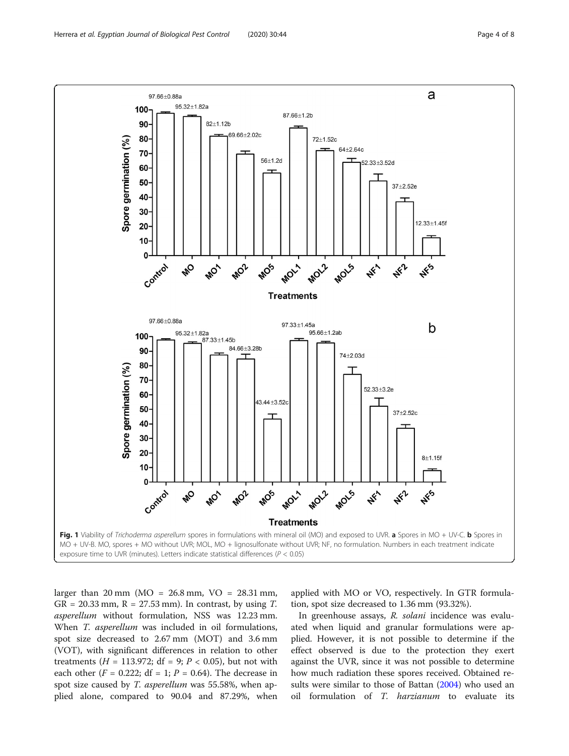Fig. 1 Viability of *Trichoderma asperellum* spores in formulations with mineral oil (MO) and exposed to UVR. **a** Spores in MO + UV-C. **b** Spores in MO + UV-B. MO, spores + MO without UVR; MOL, MO + lignosulfonate without UVR; NF, no formulation. Numbers in each treatment indicate exposure time to UVR (minutes). Letters indicate statistical differences ($P < 0.05$)

larger than 20 mm (MO = 26.8 mm, VO = 28.31 mm, GR = 20.33 mm, R = 27.53 mm). In contrast, by using *T. asperellum* without formulation, NSS was 12.23 mm. When *T. asperellum* was included in oil formulations, spot size decreased to 2.67 mm (MOT) and 3.6 mm (VOT), with significant differences in relation to other treatments ($H = 113.972$; df = 9; $P < 0.05$), but not with each other ($F = 0.222$; df = 1; $P = 0.64$). The decrease in spot size caused by *T. asperellum* was 55.58%, when applied alone, compared to 90.04 and 87.29%, when applied with MO or VO, respectively. In GTR formulation, spot size decreased to 1.36 mm (93.32%).

In greenhouse assays, *R. solani* incidence was evaluated when liquid and granular formulations were applied. However, it is not possible to determine if the effect observed is due to the protection they exert against the UVR, since it was not possible to determine how much radiation these spores received. Obtained results were similar to those of Battan (2004) who used an oil formulation of *T. harzianum* to evaluate its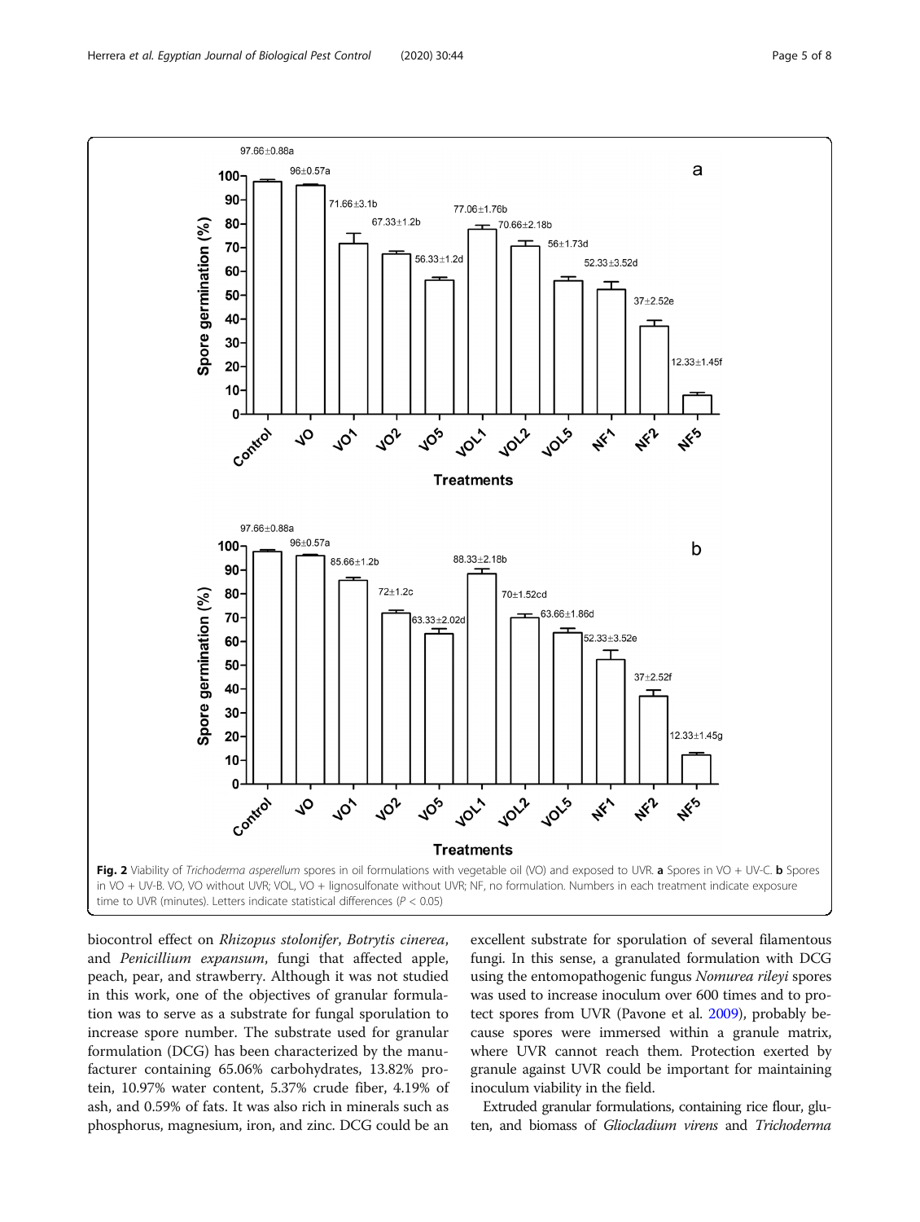Fig. 2 Viability of *Trichoderma asperellum* spores in oil formulations with vegetable oil (VO) and exposed to UVR. **a** Spores in VO + UV-C. **b** Spores in VO + UV-B. VO, VO without UVR; VOL, VO + lignosulfonate without UVR; NF, no formulation. Numbers in each treatment indicate exposure time to UVR (minutes). Letters indicate statistical differences ($P < 0.05$)

biocontrol effect on *Rhizopus stolonifer*, *Botrytis cinerea*, and *Penicillium expansum*, fungi that affected apple, peach, pear, and strawberry. Although it was not studied in this work, one of the objectives of granular formulation was to serve as a substrate for fungal sporulation to increase spore number. The substrate used for granular formulation (DCG) has been characterized by the manufacturer containing 65.06% carbohydrates, 13.82% protein, 10.97% water content, 5.37% crude fiber, 4.19% of ash, and 0.59% of fats. It was also rich in minerals such as phosphorus, magnesium, iron, and zinc. DCG could be an excellent substrate for sporulation of several filamentous fungi. In this sense, a granulated formulation with DCG using the entomopathogenic fungus *Nomurea rileyi* spores was used to increase inoculum over 600 times and to protect spores from UVR (Pavone et al. 2009), probably because spores were immersed within a granule matrix, where UVR cannot reach them. Protection exerted by granule against UVR could be important for maintaining inoculum viability in the field.

Extruded granular formulations, containing rice flour, gluten, and biomass of *Gliocladium virens* and *Trichoderma*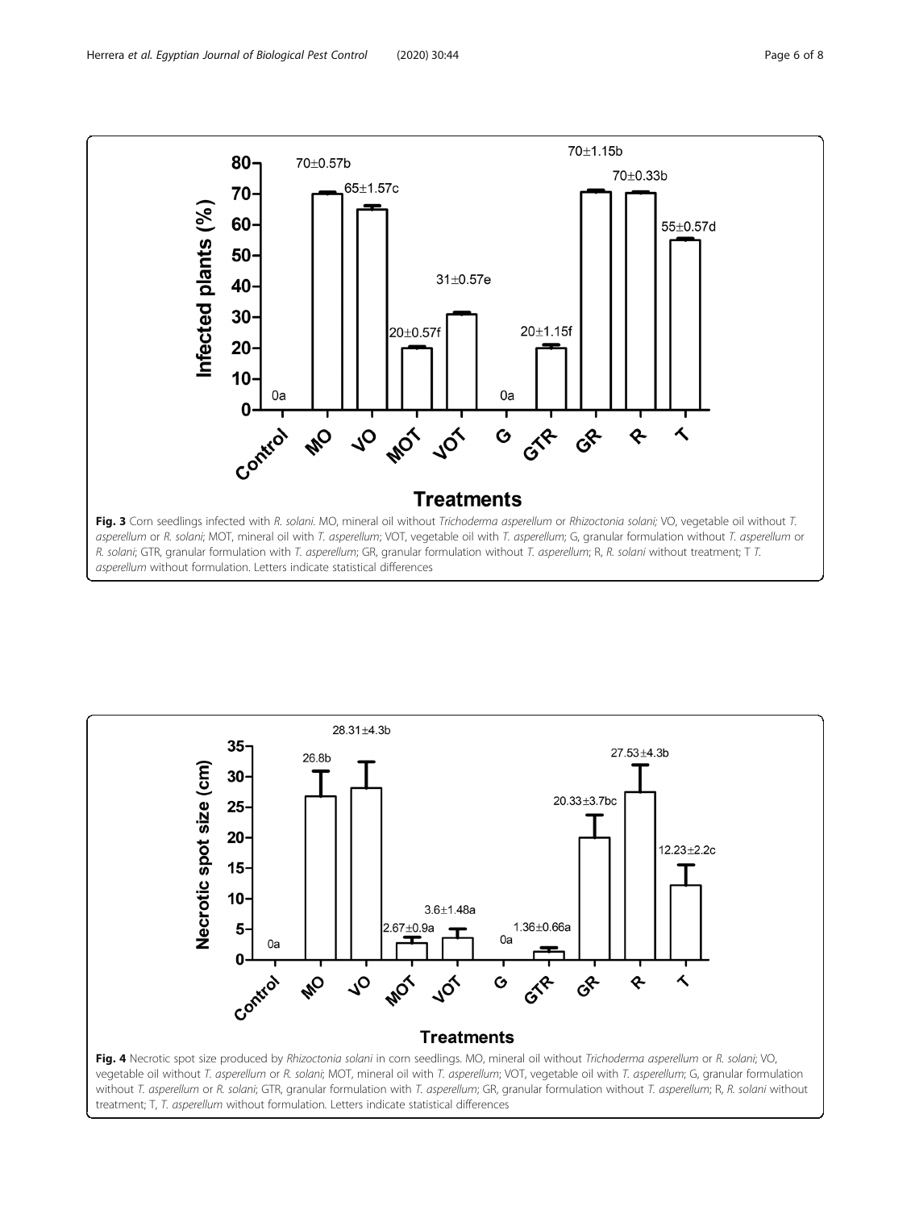**Fig. 3** Corn seedlings infected with *R. solani*. MO, mineral oil without *Trichoderma asperellum* or *Rhizoctonia solani;* VO, vegetable oil without *T. asperellum* or *R. solani*; MOT, mineral oil with *T. asperellum*; VOT, vegetable oil with *T. asperellum*; G, granular formulation without *T. asperellum* or *R. solani*; GTR, granular formulation with *T. asperellum*; GR, granular formulation without *T. asperellum*; R, *R. solani* without treatment; T *T. asperellum* without formulation. Letters indicate statistical differences

**Fig. 4** Necrotic spot size produced by *Rhizoctonia solani* in corn seedlings. MO, mineral oil without *Trichoderma asperellum* or *R. solani;* VO, vegetable oil without *T. asperellum* or *R. solani*; MOT, mineral oil with *T. asperellum*; VOT, vegetable oil with *T. asperellum*; G, granular formulation without *T. asperellum* or *R. solani*; GTR, granular formulation with *T. asperellum*; GR, granular formulation without *T. asperellum*; R, *R. solani* without treatment; T, *T. asperellum* without formulation. Letters indicate statistical differences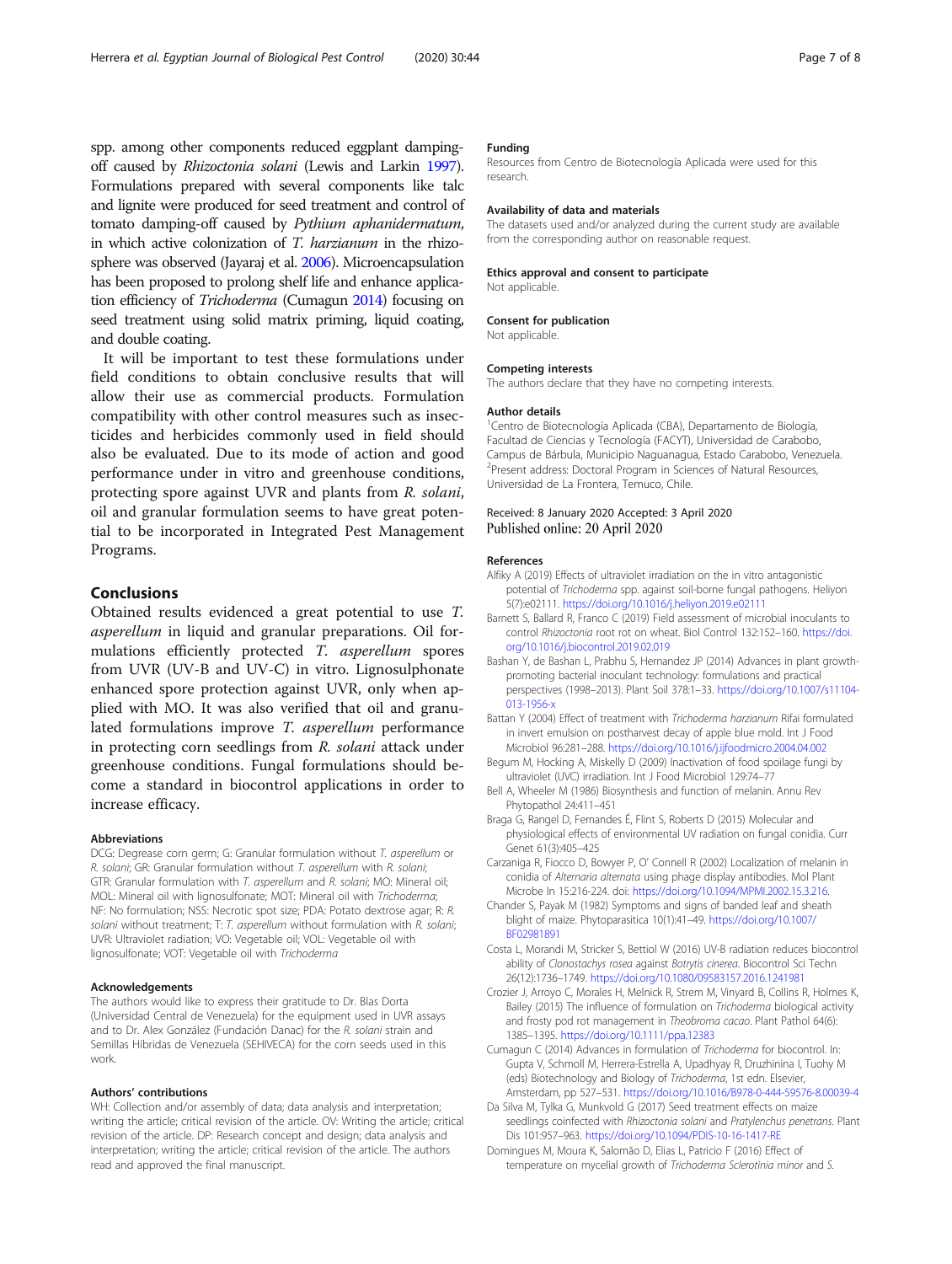spp. among other components reduced eggplant damping-off caused by *Rhizoctonia solani* (Lewis and Larkin 1997). Formulations prepared with several components like talc and lignite were produced for seed treatment and control of tomato damping-off caused by *Pythium aphanidermatum*, in which active colonization of *T. harzianum* in the rhizosphere was observed (Jayaraj et al. 2006). Microencapsulation has been proposed to prolong shelf life and enhance application efficiency of *Trichoderma* (Cumagun 2014) focusing on seed treatment using solid matrix priming, liquid coating, and double coating.

It will be important to test these formulations under field conditions to obtain conclusive results that will allow their use as commercial products. Formulation compatibility with other control measures such as insecticides and herbicides commonly used in field should also be evaluated. Due to its mode of action and good performance under in vitro and greenhouse conditions, protecting spore against UVR and plants from *R. solani*, oil and granular formulation seems to have great potential to be incorporated in Integrated Pest Management Programs.

## Conclusions

Obtained results evidenced a great potential to use *T. asperellum* in liquid and granular preparations. Oil formulations efficiently protected *T. asperellum* spores from UVR (UV-B and UV-C) in vitro. Lignosulphonate enhanced spore protection against UVR, only when applied with MO. It was also verified that oil and granulated formulations improve *T. asperellum* performance in protecting corn seedlings from *R. solani* attack under greenhouse conditions. Fungal formulations should become a standard in biocontrol applications in order to increase efficacy.

#### Abbreviations

DCG: Degrease corn germ; G: Granular formulation without *T. asperellum* or *R. solani*; GR: Granular formulation without *T. asperellum* with *R. solani*; GTR: Granular formulation with *T. asperellum* and *R. solani*; MO: Mineral oil; MOL: Mineral oil with lignosulfonate; MOT: Mineral oil with *Trichoderma*; NF: No formulation; NSS: Necrotic spot size; PDA: Potato dextrose agar; R: *R. solani* without treatment; T: *T. asperellum* without formulation with *R. solani*; UVR: Ultraviolet radiation; VO: Vegetable oil; VOL: Vegetable oil with lignosulfonate; VOT: Vegetable oil with *Trichoderma*

#### Acknowledgements

The authors would like to express their gratitude to Dr. Blas Dorta (Universidad Central de Venezuela) for the equipment used in UVR assays and to Dr. Alex González (Fundación Danac) for the *R. solani* strain and Semillas Híbridas de Venezuela (SEHIVECA) for the corn seeds used in this work.

#### Authors' contributions

WH: Collection and/or assembly of data; data analysis and interpretation; writing the article; critical revision of the article. OV: Writing the article; critical revision of the article. DP: Research concept and design; data analysis and interpretation; writing the article; critical revision of the article. The authors read and approved the final manuscript.

#### Funding

Resources from Centro de Biotecnología Aplicada were used for this research.

#### Availability of data and materials

The datasets used and/or analyzed during the current study are available from the corresponding author on reasonable request.

#### Ethics approval and consent to participate

Not applicable.

#### Consent for publication

Not applicable.

#### Competing interests

The authors declare that they have no competing interests.

#### Author details

[1]Centro de Biotecnología Aplicada (CBA), Departamento de Biología, Facultad de Ciencias y Tecnología (FACYT), Universidad de Carabobo, Campus de Bárbula, Municipio Naguanagua, Estado Carabobo, Venezuela. [2]Present address: Doctoral Program in Sciences of Natural Resources, Universidad de La Frontera, Temuco, Chile.

Received: 8 January 2020 Accepted: 3 April 2020
Published online: 20 April 2020

#### References

- Alfiky A (2019) Effects of ultraviolet irradiation on the in vitro antagonistic potential of *Trichoderma* spp. against soil-borne fungal pathogens. Heliyon 5(7):e02111. https://doi.org/10.1016/j.heliyon.2019.e02111
- Barnett S, Ballard R, Franco C (2019) Field assessment of microbial inoculants to control *Rhizoctonia* root rot on wheat. Biol Control 132:152–160. https://doi.org/10.1016/j.biocontrol.2019.02.019
- Bashan Y, de Bashan L, Prabhu S, Hernandez JP (2014) Advances in plant growth-promoting bacterial inoculant technology: formulations and practical perspectives (1998–2013). Plant Soil 378:1–33. https://doi.org/10.1007/s11104-013-1956-x
- Battan Y (2004) Effect of treatment with *Trichoderma harzianum* Rifai formulated in invert emulsion on postharvest decay of apple blue mold. Int J Food Microbiol 96:281–288. https://doi.org/10.1016/j.ijfoodmicro.2004.04.002
- Begum M, Hocking A, Miskelly D (2009) Inactivation of food spoilage fungi by ultraviolet (UVC) irradiation. Int J Food Microbiol 129:74–77
- Bell A, Wheeler M (1986) Biosynthesis and function of melanin. Annu Rev Phytopathol 24:411–451
- Braga G, Rangel D, Fernandes É, Flint S, Roberts D (2015) Molecular and physiological effects of environmental UV radiation on fungal conidia. Curr Genet 61(3):405–425
- Carzaniga R, Fiocco D, Bowyer P, O' Connell R (2002) Localization of melanin in conidia of *Alternaria alternata* using phage display antibodies. Mol Plant Microbe In 15:216-224. doi: https://doi.org/10.1094/MPMI.2002.15.3.216.
- Chander S, Payak M (1982) Symptoms and signs of banded leaf and sheath blight of maize. Phytoparasitica 10(1):41–49. https://doi.org/10.1007/BF02981891
- Costa L, Morandi M, Stricker S, Bettiol W (2016) UV-B radiation reduces biocontrol ability of *Clonostachys rosea* against *Botrytis cinerea*. Biocontrol Sci Techn 26(12):1736–1749. https://doi.org/10.1080/09583157.2016.1241981
- Crozier J, Arroyo C, Morales H, Melnick R, Strem M, Vinyard B, Collins R, Holmes K, Bailey (2015) The influence of formulation on *Trichoderma* biological activity and frosty pod rot management in *Theobroma cacao*. Plant Pathol 64(6): 1385–1395. https://doi.org/10.1111/ppa.12383
- Cumagun C (2014) Advances in formulation of *Trichoderma* for biocontrol. In: Gupta V, Schmoll M, Herrera-Estrella A, Upadhyay R, Druzhinina I, Tuohy M (eds) Biotechnology and Biology of *Trichoderma*, 1st edn. Elsevier, Amsterdam, pp 527–531. https://doi.org/10.1016/B978-0-444-59576-8.00039-4
- Da Silva M, Tylka G, Munkvold G (2017) Seed treatment effects on maize seedlings coinfected with *Rhizoctonia solani* and *Pratylenchus penetrans*. Plant Dis 101:957–963. https://doi.org/10.1094/PDIS-10-16-1417-RE
- Domingues M, Moura K, Salomão D, Elias L, Patricio F (2016) Effect of temperature on mycelial growth of *Trichoderma Sclerotinia minor* and *S.*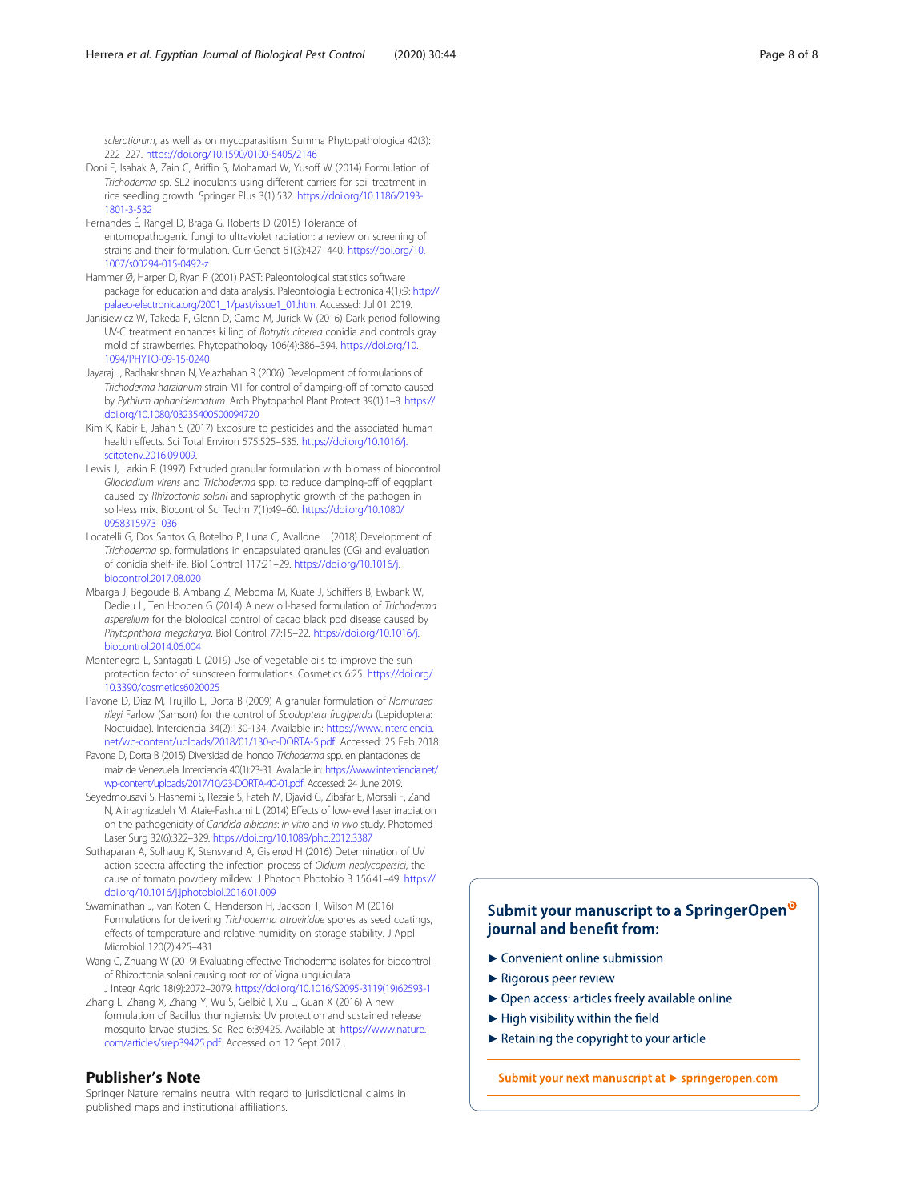*sclerotiorum*, as well as on mycoparasitism. Summa Phytopathologica 42(3): 222–227. https://doi.org/10.1590/0100-5405/2146

Doni F, Isahak A, Zain C, Ariffin S, Mohamad W, Yusoff W (2014) Formulation of *Trichoderma* sp. SL2 inoculants using different carriers for soil treatment in rice seedling growth. Springer Plus 3(1):532. https://doi.org/10.1186/2193-1801-3-532

Fernandes É, Rangel D, Braga G, Roberts D (2015) Tolerance of entomopathogenic fungi to ultraviolet radiation: a review on screening of strains and their formulation. Curr Genet 61(3):427–440. https://doi.org/10.1007/s00294-015-0492-z

Hammer Ø, Harper D, Ryan P (2001) PAST: Paleontological statistics software package for education and data analysis. Paleontologia Electronica 4(1):9: http://palaeo-electronica.org/2001_1/past/issue1_01.htm. Accessed: Jul 01 2019.

Janisiewicz W, Takeda F, Glenn D, Camp M, Jurick W (2016) Dark period following UV-C treatment enhances killing of *Botrytis cinerea* conidia and controls gray mold of strawberries. Phytopathology 106(4):386–394. https://doi.org/10.1094/PHYTO-09-15-0240

Jayaraj J, Radhakrishnan N, Velazhahan R (2006) Development of formulations of *Trichoderma harzianum* strain M1 for control of damping-off of tomato caused by *Pythium aphanidermatum*. Arch Phytopathol Plant Protect 39(1):1–8. https://doi.org/10.1080/03235400500094720

Kim K, Kabir E, Jahan S (2017) Exposure to pesticides and the associated human health effects. Sci Total Environ 575:525–535. https://doi.org/10.1016/j.scitotenv.2016.09.009.

Lewis J, Larkin R (1997) Extruded granular formulation with biomass of biocontrol *Gliocladium virens* and *Trichoderma* spp. to reduce damping-off of eggplant caused by *Rhizoctonia solani* and saprophytic growth of the pathogen in soil-less mix. Biocontrol Sci Techn 7(1):49–60. https://doi.org/10.1080/09583159731036

Locatelli G, Dos Santos G, Botelho P, Luna C, Avallone L (2018) Development of *Trichoderma* sp. formulations in encapsulated granules (CG) and evaluation of conidia shelf-life. Biol Control 117:21–29. https://doi.org/10.1016/j.biocontrol.2017.08.020

Mbarga J, Begoude B, Ambang Z, Meboma M, Kuate J, Schiffers B, Ewbank W, Dedieu L, Ten Hoopen G (2014) A new oil-based formulation of *Trichoderma asperellum* for the biological control of cacao black pod disease caused by *Phytophthora megakarya*. Biol Control 77:15–22. https://doi.org/10.1016/j.biocontrol.2014.06.004

Montenegro L, Santagati L (2019) Use of vegetable oils to improve the sun protection factor of sunscreen formulations. Cosmetics 6:25. https://doi.org/10.3390/cosmetics6020025

Pavone D, Díaz M, Trujillo L, Dorta B (2009) A granular formulation of *Nomuraea rileyi* Farlow (Samson) for the control of *Spodoptera frugiperda* (Lepidoptera: Noctuidae). Interciencia 34(2):130-134. Available in: https://www.interciencia.net/wp-content/uploads/2018/01/130-c-DORTA-5.pdf. Accessed: 25 Feb 2018.

Pavone D, Dorta B (2015) Diversidad del hongo *Trichoderma* spp. en plantaciones de maíz de Venezuela. Interciencia 40(1):23-31. Available in: https://www.interciencia.net/wp-content/uploads/2017/10/23-DORTA-40-01.pdf. Accessed: 24 June 2019.

Seyedmousavi S, Hashemi S, Rezaie S, Fateh M, Djavid G, Zibafar E, Morsali F, Zand N, Alinaghizadeh M, Ataie-Fashtami L (2014) Effects of low-level laser irradiation on the pathogenicity of *Candida albicans*: *in vitro* and *in vivo* study. Photomed Laser Surg 32(6):322–329. https://doi.org/10.1089/pho.2012.3387

Suthaparan A, Solhaug K, Stensvand A, Gislerød H (2016) Determination of UV action spectra affecting the infection process of *Oidium neolycopersici*, the cause of tomato powdery mildew. J Photoch Photobio B 156:41–49. https://doi.org/10.1016/j.jphotobiol.2016.01.009

Swaminathan J, van Koten C, Henderson H, Jackson T, Wilson M (2016) Formulations for delivering *Trichoderma atroviridae* spores as seed coatings, effects of temperature and relative humidity on storage stability. J Appl Microbiol 120(2):425–431

Wang C, Zhuang W (2019) Evaluating effective Trichoderma isolates for biocontrol of Rhizoctonia solani causing root rot of Vigna unguiculata. J Integr Agric 18(9):2072–2079. https://doi.org/10.1016/S2095-3119(19)62593-1

Zhang L, Zhang X, Zhang Y, Wu S, Gelbič I, Xu L, Guan X (2016) A new formulation of Bacillus thuringiensis: UV protection and sustained release mosquito larvae studies. Sci Rep 6:39425. Available at: https://www.nature.com/articles/srep39425.pdf. Accessed on 12 Sept 2017.

## Publisher's Note

Springer Nature remains neutral with regard to jurisdictional claims in published maps and institutional affiliations.

**Submit your manuscript to a SpringerOpen journal and benefit from:**

- ► Convenient online submission
- ► Rigorous peer review
- ► Open access: articles freely available online
- ► High visibility within the field
- ► Retaining the copyright to your article

**Submit your next manuscript at ► springeropen.com**